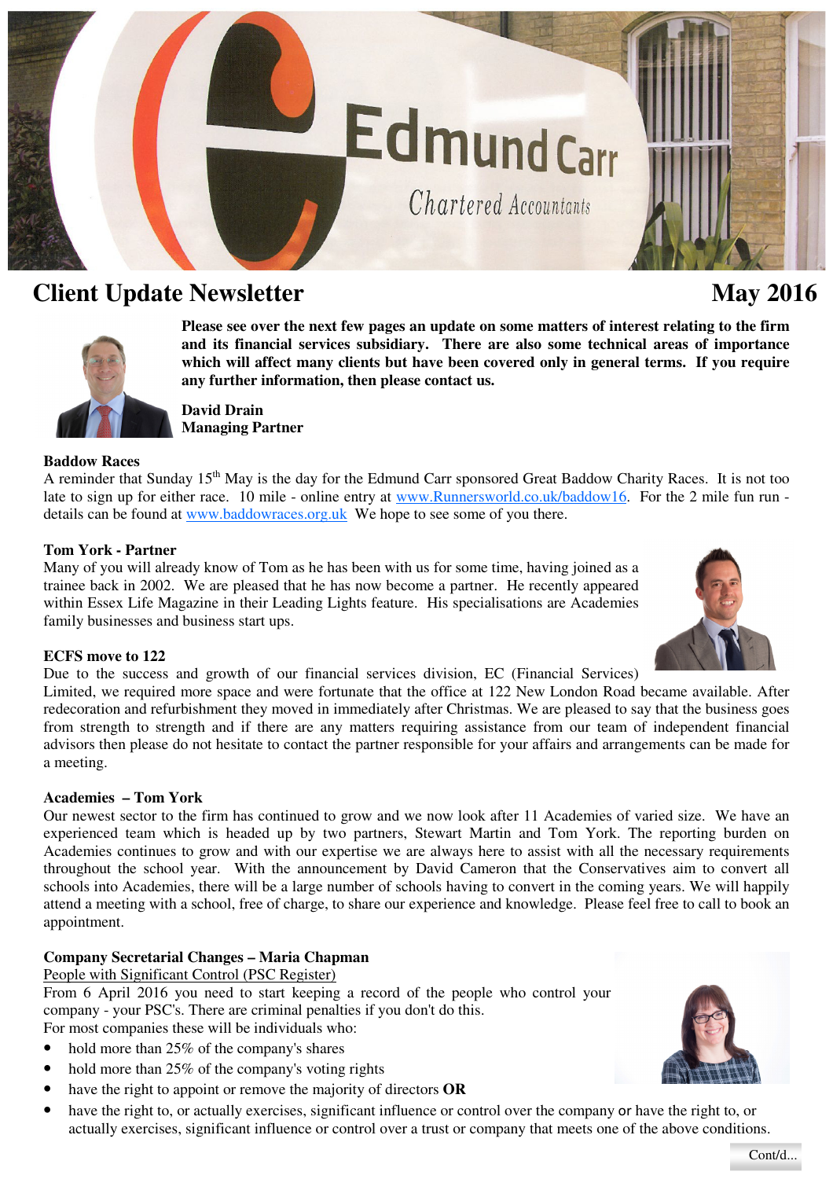# Client Update Newsletter

**May 2016**

**Please see over the next few pages an update on some matters of interest relating to the firm and its financial services subsidiary. There are also some technical areas of importance which will affect many clients but have been covered only in general terms. If you require any further information, then please contact us.**

**David Drain**
**Managing Partner**

### Baddow Races

A reminder that Sunday 15th May is the day for the Edmund Carr sponsored Great Baddow Charity Races. It is not too late to sign up for either race. 10 mile - online entry at www.Runnersworld.co.uk/baddow16. For the 2 mile fun run - details can be found at www.baddowraces.org.uk We hope to see some of you there.

### Tom York - Partner

Many of you will already know of Tom as he has been with us for some time, having joined as a trainee back in 2002. We are pleased that he has now become a partner. He recently appeared within Essex Life Magazine in their Leading Lights feature. His specialisations are Academies family businesses and business start ups.

### ECFS move to 122

Due to the success and growth of our financial services division, EC (Financial Services) Limited, we required more space and were fortunate that the office at 122 New London Road became available. After redecoration and refurbishment they moved in immediately after Christmas. We are pleased to say that the business goes from strength to strength and if there are any matters requiring assistance from our team of independent financial advisors then please do not hesitate to contact the partner responsible for your affairs and arrangements can be made for a meeting.

### Academies – Tom York

Our newest sector to the firm has continued to grow and we now look after 11 Academies of varied size. We have an experienced team which is headed up by two partners, Stewart Martin and Tom York. The reporting burden on Academies continues to grow and with our expertise we are always here to assist with all the necessary requirements throughout the school year. With the announcement by David Cameron that the Conservatives aim to convert all schools into Academies, there will be a large number of schools having to convert in the coming years. We will happily attend a meeting with a school, free of charge, to share our experience and knowledge. Please feel free to call to book an appointment.

### Company Secretarial Changes – Maria Chapman

<u>People with Significant Control (PSC Register)</u>

From 6 April 2016 you need to start keeping a record of the people who control your company - your PSC's. There are criminal penalties if you don't do this.

For most companies these will be individuals who:

- hold more than 25% of the company's shares
- hold more than 25% of the company's voting rights
- have the right to appoint or remove the majority of directors **OR**
- have the right to, or actually exercises, significant influence or control over the company or have the right to, or actually exercises, significant influence or control over a trust or company that meets one of the above conditions.

Cont/d...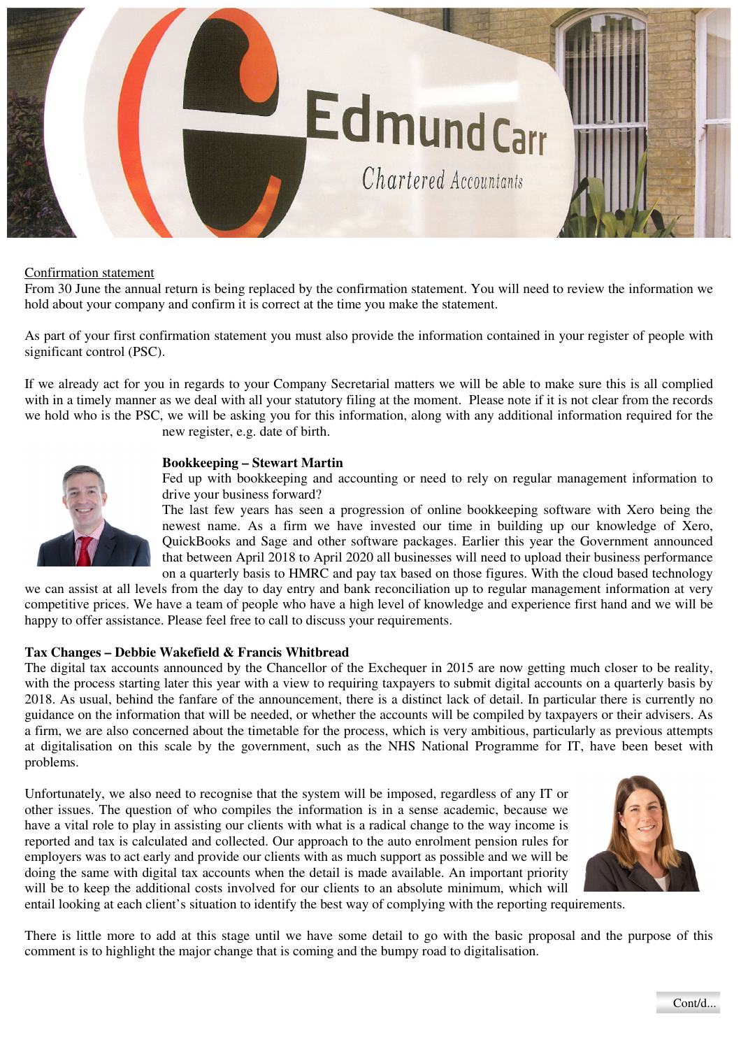Confirmation statement

From 30 June the annual return is being replaced by the confirmation statement. You will need to review the information we hold about your company and confirm it is correct at the time you make the statement.

As part of your first confirmation statement you must also provide the information contained in your register of people with significant control (PSC).

If we already act for you in regards to your Company Secretarial matters we will be able to make sure this is all complied with in a timely manner as we deal with all your statutory filing at the moment. Please note if it is not clear from the records we hold who is the PSC, we will be asking you for this information, along with any additional information required for the new register, e.g. date of birth.

**Bookkeeping – Stewart Martin**

Fed up with bookkeeping and accounting or need to rely on regular management information to drive your business forward?

The last few years has seen a progression of online bookkeeping software with Xero being the newest name. As a firm we have invested our time in building up our knowledge of Xero, QuickBooks and Sage and other software packages. Earlier this year the Government announced that between April 2018 to April 2020 all businesses will need to upload their business performance on a quarterly basis to HMRC and pay tax based on those figures. With the cloud based technology we can assist at all levels from the day to day entry and bank reconciliation up to regular management information at very competitive prices. We have a team of people who have a high level of knowledge and experience first hand and we will be happy to offer assistance. Please feel free to call to discuss your requirements.

**Tax Changes – Debbie Wakefield & Francis Whitbread**

The digital tax accounts announced by the Chancellor of the Exchequer in 2015 are now getting much closer to be reality, with the process starting later this year with a view to requiring taxpayers to submit digital accounts on a quarterly basis by 2018. As usual, behind the fanfare of the announcement, there is a distinct lack of detail. In particular there is currently no guidance on the information that will be needed, or whether the accounts will be compiled by taxpayers or their advisers. As a firm, we are also concerned about the timetable for the process, which is very ambitious, particularly as previous attempts at digitalisation on this scale by the government, such as the NHS National Programme for IT, have been beset with problems.

Unfortunately, we also need to recognise that the system will be imposed, regardless of any IT or other issues. The question of who compiles the information is in a sense academic, because we have a vital role to play in assisting our clients with what is a radical change to the way income is reported and tax is calculated and collected. Our approach to the auto enrolment pension rules for employers was to act early and provide our clients with as much support as possible and we will be doing the same with digital tax accounts when the detail is made available. An important priority will be to keep the additional costs involved for our clients to an absolute minimum, which will entail looking at each client's situation to identify the best way of complying with the reporting requirements.

There is little more to add at this stage until we have some detail to go with the basic proposal and the purpose of this comment is to highlight the major change that is coming and the bumpy road to digitalisation.

Cont/d...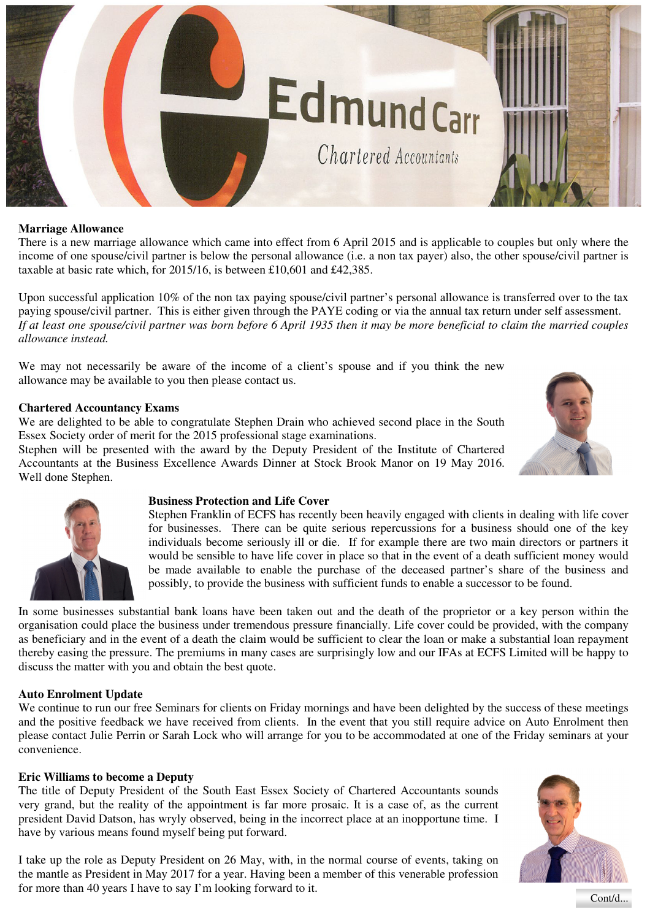Edmund Carr

Chartered Accountants

**Marriage Allowance**

There is a new marriage allowance which came into effect from 6 April 2015 and is applicable to couples but only where the income of one spouse/civil partner is below the personal allowance (i.e. a non tax payer) also, the other spouse/civil partner is taxable at basic rate which, for 2015/16, is between £10,601 and £42,385.

Upon successful application 10% of the non tax paying spouse/civil partner's personal allowance is transferred over to the tax paying spouse/civil partner. This is either given through the PAYE coding or via the annual tax return under self assessment. *If at least one spouse/civil partner was born before 6 April 1935 then it may be more beneficial to claim the married couples allowance instead.*

We may not necessarily be aware of the income of a client's spouse and if you think the new allowance may be available to you then please contact us.

**Chartered Accountancy Exams**

We are delighted to be able to congratulate Stephen Drain who achieved second place in the South Essex Society order of merit for the 2015 professional stage examinations.
Stephen will be presented with the award by the Deputy President of the Institute of Chartered Accountants at the Business Excellence Awards Dinner at Stock Brook Manor on 19 May 2016. Well done Stephen.

**Business Protection and Life Cover**

Stephen Franklin of ECFS has recently been heavily engaged with clients in dealing with life cover for businesses. There can be quite serious repercussions for a business should one of the key individuals become seriously ill or die. If for example there are two main directors or partners it would be sensible to have life cover in place so that in the event of a death sufficient money would be made available to enable the purchase of the deceased partner's share of the business and possibly, to provide the business with sufficient funds to enable a successor to be found.

In some businesses substantial bank loans have been taken out and the death of the proprietor or a key person within the organisation could place the business under tremendous pressure financially. Life cover could be provided, with the company as beneficiary and in the event of a death the claim would be sufficient to clear the loan or make a substantial loan repayment thereby easing the pressure. The premiums in many cases are surprisingly low and our IFAs at ECFS Limited will be happy to discuss the matter with you and obtain the best quote.

**Auto Enrolment Update**

We continue to run our free Seminars for clients on Friday mornings and have been delighted by the success of these meetings and the positive feedback we have received from clients. In the event that you still require advice on Auto Enrolment then please contact Julie Perrin or Sarah Lock who will arrange for you to be accommodated at one of the Friday seminars at your convenience.

**Eric Williams to become a Deputy**

The title of Deputy President of the South East Essex Society of Chartered Accountants sounds very grand, but the reality of the appointment is far more prosaic. It is a case of, as the current president David Datson, has wryly observed, being in the incorrect place at an inopportune time. I have by various means found myself being put forward.

I take up the role as Deputy President on 26 May, with, in the normal course of events, taking on the mantle as President in May 2017 for a year. Having been a member of this venerable profession for more than 40 years I have to say I'm looking forward to it.

Cont/d...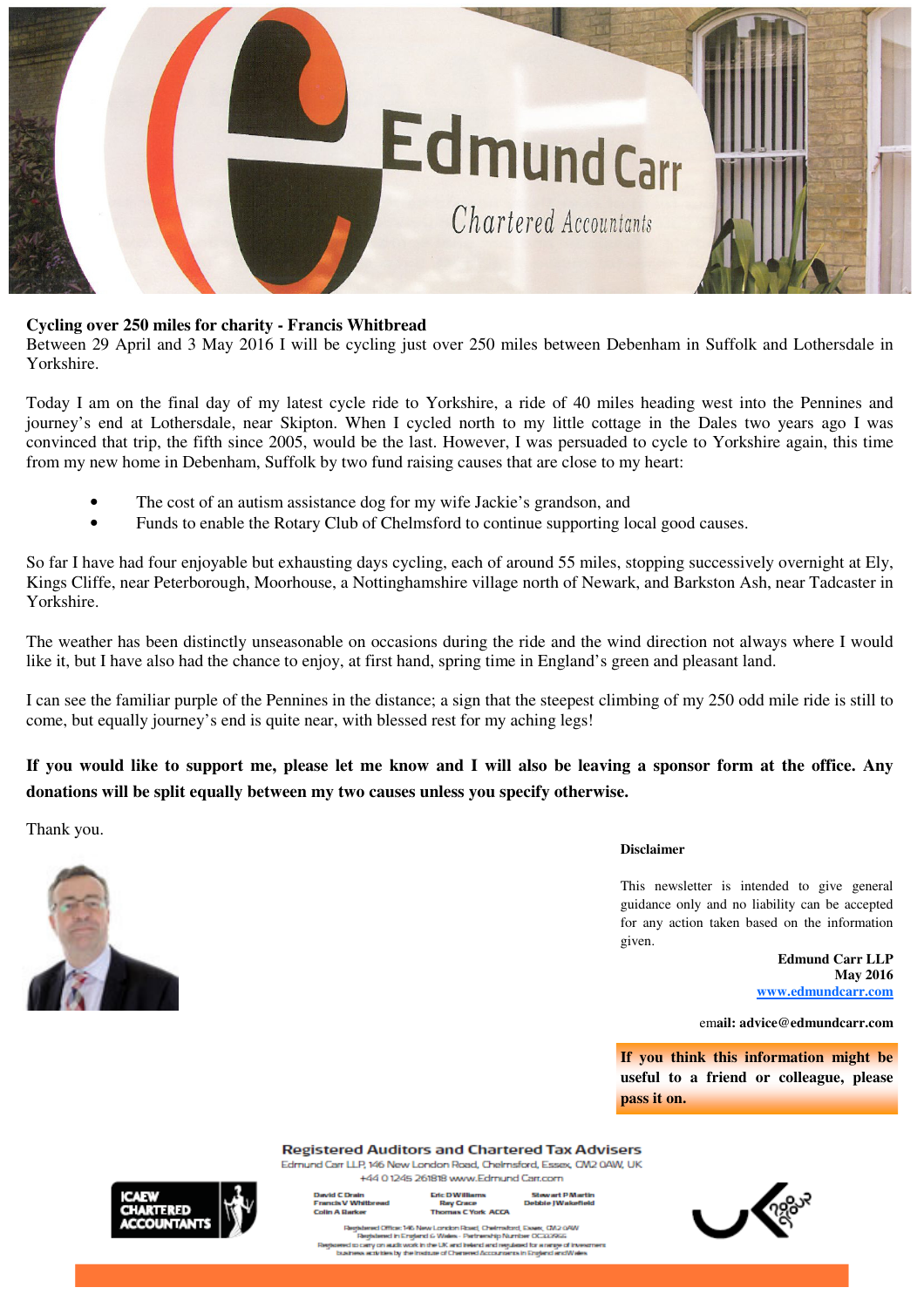**Cycling over 250 miles for charity - Francis Whitbread**

Between 29 April and 3 May 2016 I will be cycling just over 250 miles between Debenham in Suffolk and Lothersdale in Yorkshire.

Today I am on the final day of my latest cycle ride to Yorkshire, a ride of 40 miles heading west into the Pennines and journey's end at Lothersdale, near Skipton. When I cycled north to my little cottage in the Dales two years ago I was convinced that trip, the fifth since 2005, would be the last. However, I was persuaded to cycle to Yorkshire again, this time from my new home in Debenham, Suffolk by two fund raising causes that are close to my heart:

- The cost of an autism assistance dog for my wife Jackie's grandson, and
- Funds to enable the Rotary Club of Chelmsford to continue supporting local good causes.

So far I have had four enjoyable but exhausting days cycling, each of around 55 miles, stopping successively overnight at Ely, Kings Cliffe, near Peterborough, Moorhouse, a Nottinghamshire village north of Newark, and Barkston Ash, near Tadcaster in Yorkshire.

The weather has been distinctly unseasonable on occasions during the ride and the wind direction not always where I would like it, but I have also had the chance to enjoy, at first hand, spring time in England's green and pleasant land.

I can see the familiar purple of the Pennines in the distance; a sign that the steepest climbing of my 250 odd mile ride is still to come, but equally journey's end is quite near, with blessed rest for my aching legs!

**If you would like to support me, please let me know and I will also be leaving a sponsor form at the office. Any donations will be split equally between my two causes unless you specify otherwise.**

Thank you.

**Disclaimer**

This newsletter is intended to give general guidance only and no liability can be accepted for any action taken based on the information given.

**Edmund Carr LLP**
**May 2016**
**www.edmundcarr.com**

email: **advice@edmundcarr.com**

**If you think this information might be useful to a friend or colleague, please pass it on.**

Registered Auditors and Chartered Tax Advisers
Edmund Carr LLP, 146 New London Road, Chelmsford, Essex, CM2 0AW, UK
+44 0 1245 261818 www.Edmund Carr.com

David C Drain, Francis V Whitbread, Colin A Barker, Eric D Williams, Ray Grace, Thomas C York ACCA, Stewart P Martin, Debbie J Wakefield

Registered Office: 146 New London Road, Chelmsford, Essex, CM2 0AW
Registered in England & Wales - Partnership Number OC333966
Registered to carry on audit work in the UK and Ireland and regulated for a range of investment business activities by the Institute of Chartered Accountants in England and Wales